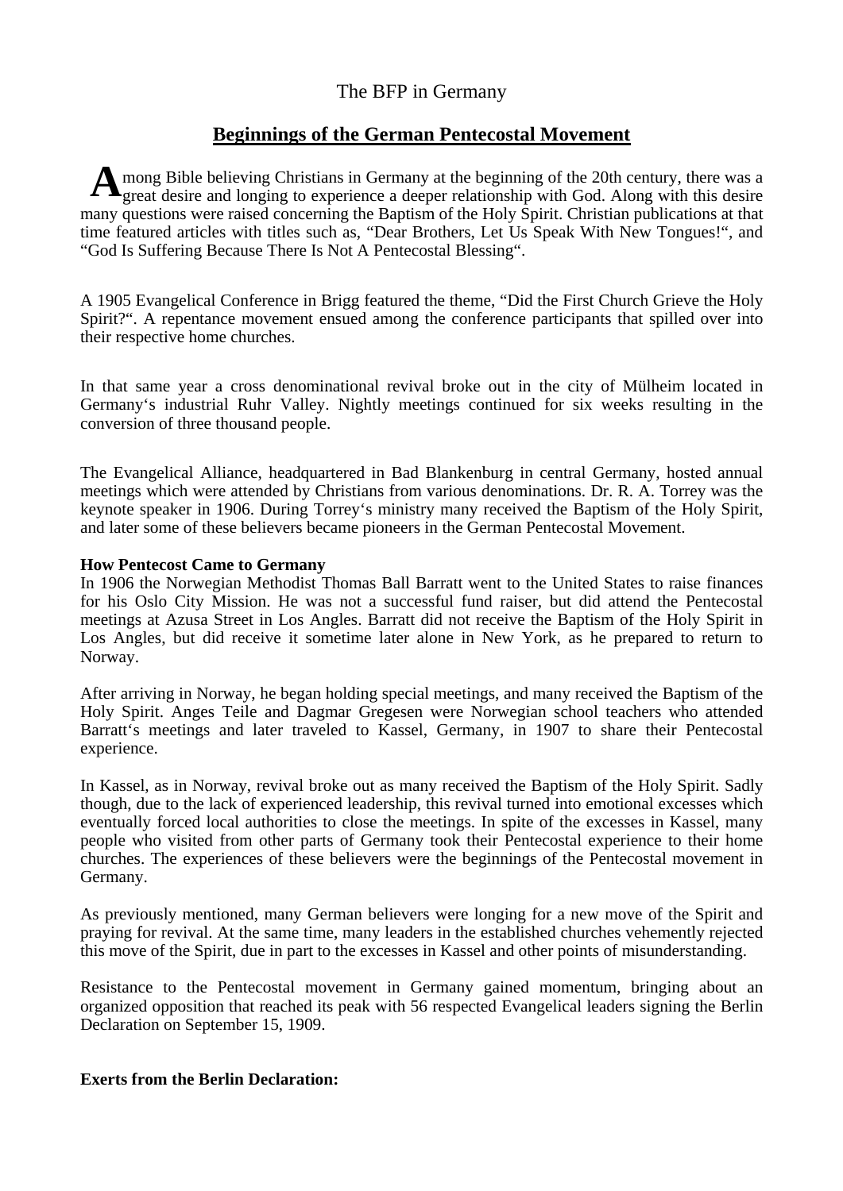The BFP in Germany

## Beginnings of the German Pentecostal Movement

Among Bible believing Christians in Germany at the beginning of the 20th century, there was a great desire and longing to experience a deeper relationship with God. Along with this desire many questions were raised concerning the Baptism of the Holy Spirit. Christian publications at that time featured articles with titles such as, “Dear Brothers, Let Us Speak With New Tongues!“, and “God Is Suffering Because There Is Not A Pentecostal Blessing“.

A 1905 Evangelical Conference in Brigg featured the theme, “Did the First Church Grieve the Holy Spirit?“. A repentance movement ensued among the conference participants that spilled over into their respective home churches.

In that same year a cross denominational revival broke out in the city of Mülheim located in Germany‘s industrial Ruhr Valley. Nightly meetings continued for six weeks resulting in the conversion of three thousand people.

The Evangelical Alliance, headquartered in Bad Blankenburg in central Germany, hosted annual meetings which were attended by Christians from various denominations. Dr. R. A. Torrey was the keynote speaker in 1906. During Torrey‘s ministry many received the Baptism of the Holy Spirit, and later some of these believers became pioneers in the German Pentecostal Movement.

**How Pentecost Came to Germany**

In 1906 the Norwegian Methodist Thomas Ball Barratt went to the United States to raise finances for his Oslo City Mission. He was not a successful fund raiser, but did attend the Pentecostal meetings at Azusa Street in Los Angles. Barratt did not receive the Baptism of the Holy Spirit in Los Angles, but did receive it sometime later alone in New York, as he prepared to return to Norway.

After arriving in Norway, he began holding special meetings, and many received the Baptism of the Holy Spirit. Anges Teile and Dagmar Gregesen were Norwegian school teachers who attended Barratt‘s meetings and later traveled to Kassel, Germany, in 1907 to share their Pentecostal experience.

In Kassel, as in Norway, revival broke out as many received the Baptism of the Holy Spirit. Sadly though, due to the lack of experienced leadership, this revival turned into emotional excesses which eventually forced local authorities to close the meetings. In spite of the excesses in Kassel, many people who visited from other parts of Germany took their Pentecostal experience to their home churches. The experiences of these believers were the beginnings of the Pentecostal movement in Germany.

As previously mentioned, many German believers were longing for a new move of the Spirit and praying for revival. At the same time, many leaders in the established churches vehemently rejected this move of the Spirit, due in part to the excesses in Kassel and other points of misunderstanding.

Resistance to the Pentecostal movement in Germany gained momentum, bringing about an organized opposition that reached its peak with 56 respected Evangelical leaders signing the Berlin Declaration on September 15, 1909.

**Exerts from the Berlin Declaration:**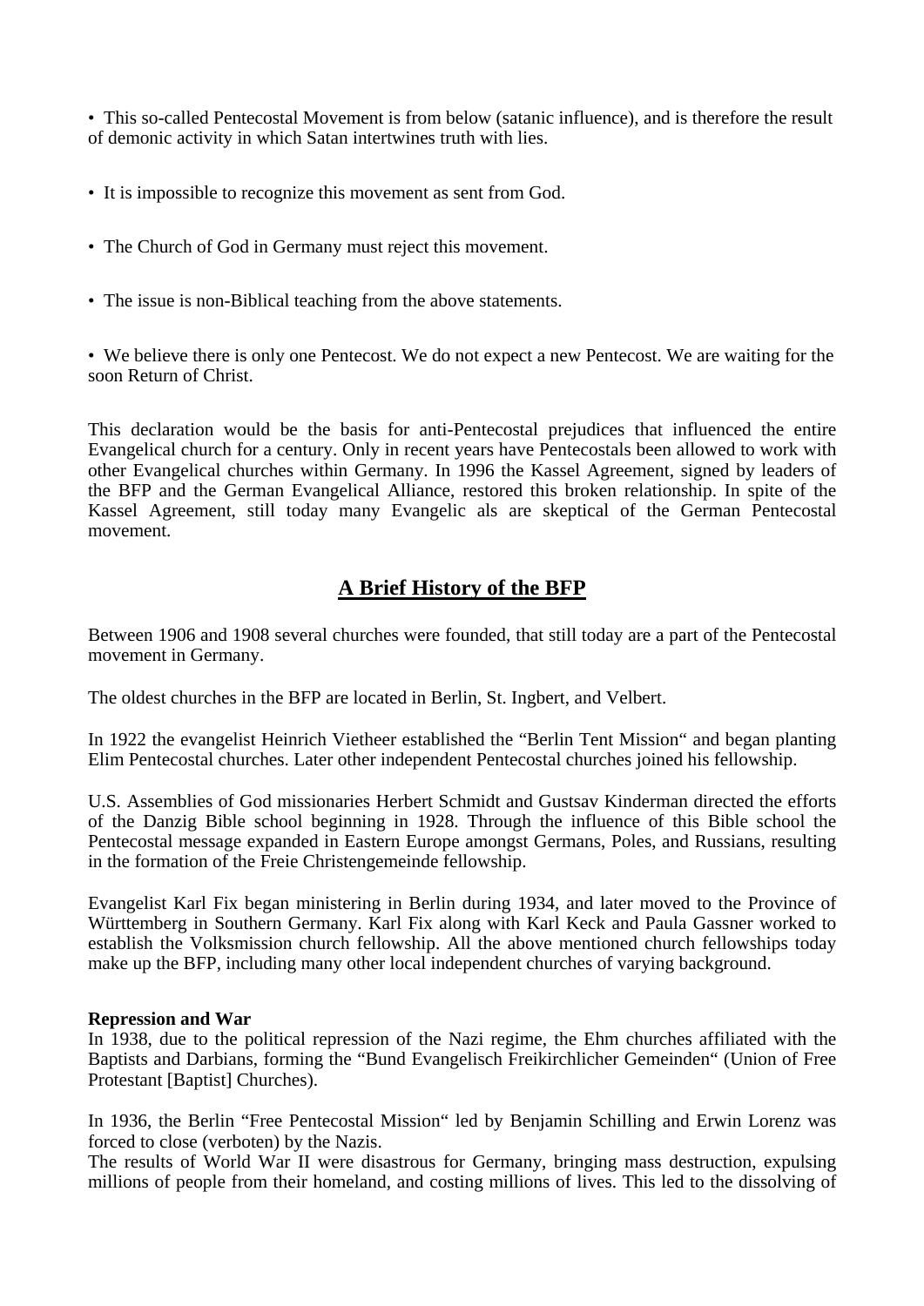- This so-called Pentecostal Movement is from below (satanic influence), and is therefore the result of demonic activity in which Satan intertwines truth with lies.
- It is impossible to recognize this movement as sent from God.
- The Church of God in Germany must reject this movement.
- The issue is non-Biblical teaching from the above statements.
- We believe there is only one Pentecost. We do not expect a new Pentecost. We are waiting for the soon Return of Christ.

This declaration would be the basis for anti-Pentecostal prejudices that influenced the entire Evangelical church for a century. Only in recent years have Pentecostals been allowed to work with other Evangelical churches within Germany. In 1996 the Kassel Agreement, signed by leaders of the BFP and the German Evangelical Alliance, restored this broken relationship. In spite of the Kassel Agreement, still today many Evangelic als are skeptical of the German Pentecostal movement.

## A Brief History of the BFP

Between 1906 and 1908 several churches were founded, that still today are a part of the Pentecostal movement in Germany.

The oldest churches in the BFP are located in Berlin, St. Ingbert, and Velbert.

In 1922 the evangelist Heinrich Vietheer established the "Berlin Tent Mission" and began planting Elim Pentecostal churches. Later other independent Pentecostal churches joined his fellowship.

U.S. Assemblies of God missionaries Herbert Schmidt and Gustsav Kinderman directed the efforts of the Danzig Bible school beginning in 1928. Through the influence of this Bible school the Pentecostal message expanded in Eastern Europe amongst Germans, Poles, and Russians, resulting in the formation of the Freie Christengemeinde fellowship.

Evangelist Karl Fix began ministering in Berlin during 1934, and later moved to the Province of Württemberg in Southern Germany. Karl Fix along with Karl Keck and Paula Gassner worked to establish the Volksmission church fellowship. All the above mentioned church fellowships today make up the BFP, including many other local independent churches of varying background.

**Repression and War**

In 1938, due to the political repression of the Nazi regime, the Ehm churches affiliated with the Baptists and Darbians, forming the "Bund Evangelisch Freikirchlicher Gemeinden" (Union of Free Protestant [Baptist] Churches).

In 1936, the Berlin "Free Pentecostal Mission" led by Benjamin Schilling and Erwin Lorenz was forced to close (verboten) by the Nazis.

The results of World War II were disastrous for Germany, bringing mass destruction, expulsing millions of people from their homeland, and costing millions of lives. This led to the dissolving of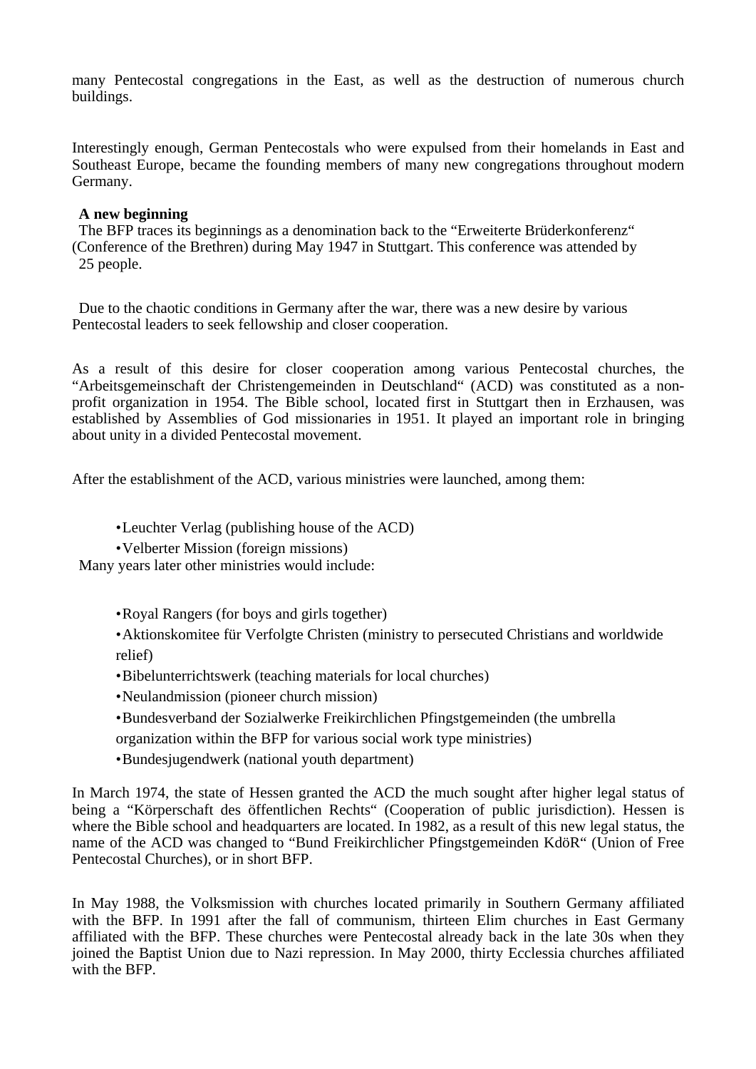many Pentecostal congregations in the East, as well as the destruction of numerous church buildings.

Interestingly enough, German Pentecostals who were expulsed from their homelands in East and Southeast Europe, became the founding members of many new congregations throughout modern Germany.

**A new beginning**

The BFP traces its beginnings as a denomination back to the "Erweiterte Brüderkonferenz" (Conference of the Brethren) during May 1947 in Stuttgart. This conference was attended by 25 people.

Due to the chaotic conditions in Germany after the war, there was a new desire by various Pentecostal leaders to seek fellowship and closer cooperation.

As a result of this desire for closer cooperation among various Pentecostal churches, the "Arbeitsgemeinschaft der Christengemeinden in Deutschland" (ACD) was constituted as a non-profit organization in 1954. The Bible school, located first in Stuttgart then in Erzhausen, was established by Assemblies of God missionaries in 1951. It played an important role in bringing about unity in a divided Pentecostal movement.

After the establishment of the ACD, various ministries were launched, among them:

- Leuchter Verlag (publishing house of the ACD)
- Velberter Mission (foreign missions)

Many years later other ministries would include:

- Royal Rangers (for boys and girls together)
- Aktionskomitee für Verfolgte Christen (ministry to persecuted Christians and worldwide relief)
- Bibelunterrichtswerk (teaching materials for local churches)
- Neulandmission (pioneer church mission)
- Bundesverband der Sozialwerke Freikirchlichen Pfingstgemeinden (the umbrella organization within the BFP for various social work type ministries)
- Bundesjugendwerk (national youth department)

In March 1974, the state of Hessen granted the ACD the much sought after higher legal status of being a "Körperschaft des öffentlichen Rechts" (Cooperation of public jurisdiction). Hessen is where the Bible school and headquarters are located. In 1982, as a result of this new legal status, the name of the ACD was changed to "Bund Freikirchlicher Pfingstgemeinden KdöR" (Union of Free Pentecostal Churches), or in short BFP.

In May 1988, the Volksmission with churches located primarily in Southern Germany affiliated with the BFP. In 1991 after the fall of communism, thirteen Elim churches in East Germany affiliated with the BFP. These churches were Pentecostal already back in the late 30s when they joined the Baptist Union due to Nazi repression. In May 2000, thirty Ecclessia churches affiliated with the BFP.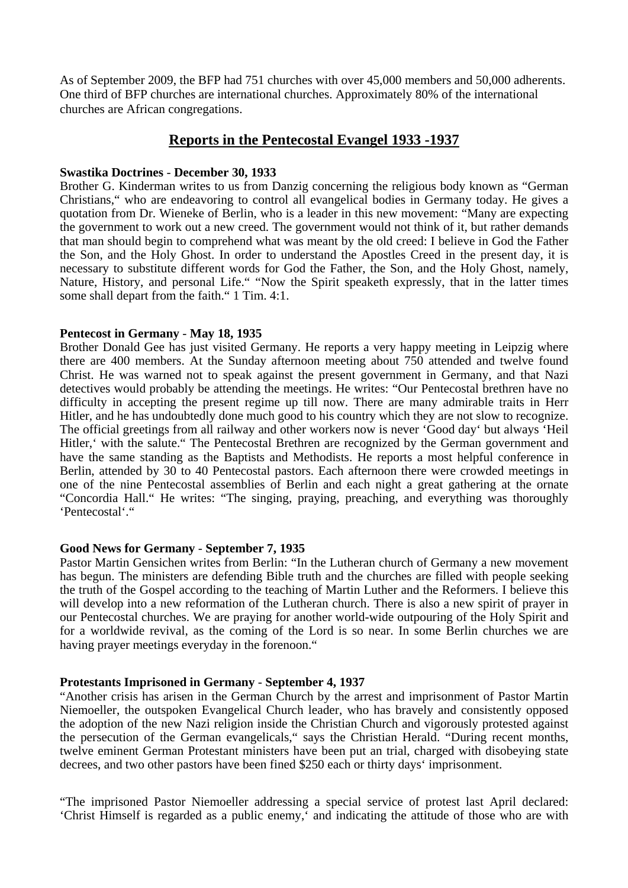As of September 2009, the BFP had 751 churches with over 45,000 members and 50,000 adherents. One third of BFP churches are international churches. Approximately 80% of the international churches are African congregations.

## Reports in the Pentecostal Evangel 1933 -1937

**Swastika Doctrines - December 30, 1933**

Brother G. Kinderman writes to us from Danzig concerning the religious body known as "German Christians," who are endeavoring to control all evangelical bodies in Germany today. He gives a quotation from Dr. Wieneke of Berlin, who is a leader in this new movement: "Many are expecting the government to work out a new creed. The government would not think of it, but rather demands that man should begin to comprehend what was meant by the old creed: I believe in God the Father the Son, and the Holy Ghost. In order to understand the Apostles Creed in the present day, it is necessary to substitute different words for God the Father, the Son, and the Holy Ghost, namely, Nature, History, and personal Life." "Now the Spirit speaketh expressly, that in the latter times some shall depart from the faith." 1 Tim. 4:1.

**Pentecost in Germany - May 18, 1935**

Brother Donald Gee has just visited Germany. He reports a very happy meeting in Leipzig where there are 400 members. At the Sunday afternoon meeting about 750 attended and twelve found Christ. He was warned not to speak against the present government in Germany, and that Nazi detectives would probably be attending the meetings. He writes: "Our Pentecostal brethren have no difficulty in accepting the present regime up till now. There are many admirable traits in Herr Hitler, and he has undoubtedly done much good to his country which they are not slow to recognize. The official greetings from all railway and other workers now is never 'Good day' but always 'Heil Hitler,' with the salute." The Pentecostal Brethren are recognized by the German government and have the same standing as the Baptists and Methodists. He reports a most helpful conference in Berlin, attended by 30 to 40 Pentecostal pastors. Each afternoon there were crowded meetings in one of the nine Pentecostal assemblies of Berlin and each night a great gathering at the ornate "Concordia Hall." He writes: "The singing, praying, preaching, and everything was thoroughly 'Pentecostal'."

**Good News for Germany - September 7, 1935**

Pastor Martin Gensichen writes from Berlin: "In the Lutheran church of Germany a new movement has begun. The ministers are defending Bible truth and the churches are filled with people seeking the truth of the Gospel according to the teaching of Martin Luther and the Reformers. I believe this will develop into a new reformation of the Lutheran church. There is also a new spirit of prayer in our Pentecostal churches. We are praying for another world-wide outpouring of the Holy Spirit and for a worldwide revival, as the coming of the Lord is so near. In some Berlin churches we are having prayer meetings everyday in the forenoon."

**Protestants Imprisoned in Germany - September 4, 1937**

"Another crisis has arisen in the German Church by the arrest and imprisonment of Pastor Martin Niemoeller, the outspoken Evangelical Church leader, who has bravely and consistently opposed the adoption of the new Nazi religion inside the Christian Church and vigorously protested against the persecution of the German evangelicals," says the Christian Herald. "During recent months, twelve eminent German Protestant ministers have been put an trial, charged with disobeying state decrees, and two other pastors have been fined $250 each or thirty days' imprisonment.

"The imprisoned Pastor Niemoeller addressing a special service of protest last April declared: 'Christ Himself is regarded as a public enemy,' and indicating the attitude of those who are with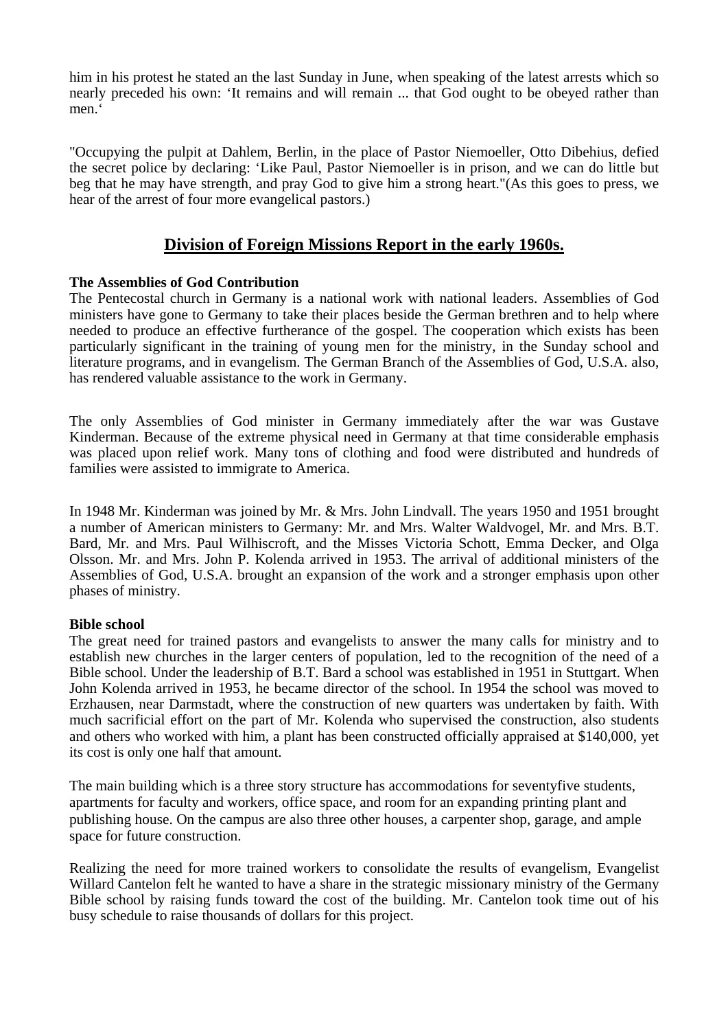him in his protest he stated an the last Sunday in June, when speaking of the latest arrests which so nearly preceded his own: ‘It remains and will remain ... that God ought to be obeyed rather than men.‘

"Occupying the pulpit at Dahlem, Berlin, in the place of Pastor Niemoeller, Otto Dibehius, defied the secret police by declaring: ‘Like Paul, Pastor Niemoeller is in prison, and we can do little but beg that he may have strength, and pray God to give him a strong heart."(As this goes to press, we hear of the arrest of four more evangelical pastors.)

## Division of Foreign Missions Report in the early 1960s.

**The Assemblies of God Contribution**

The Pentecostal church in Germany is a national work with national leaders. Assemblies of God ministers have gone to Germany to take their places beside the German brethren and to help where needed to produce an effective furtherance of the gospel. The cooperation which exists has been particularly significant in the training of young men for the ministry, in the Sunday school and literature programs, and in evangelism. The German Branch of the Assemblies of God, U.S.A. also, has rendered valuable assistance to the work in Germany.

The only Assemblies of God minister in Germany immediately after the war was Gustave Kinderman. Because of the extreme physical need in Germany at that time considerable emphasis was placed upon relief work. Many tons of clothing and food were distributed and hundreds of families were assisted to immigrate to America.

In 1948 Mr. Kinderman was joined by Mr. & Mrs. John Lindvall. The years 1950 and 1951 brought a number of American ministers to Germany: Mr. and Mrs. Walter Waldvogel, Mr. and Mrs. B.T. Bard, Mr. and Mrs. Paul Wilhiscroft, and the Misses Victoria Schott, Emma Decker, and Olga Olsson. Mr. and Mrs. John P. Kolenda arrived in 1953. The arrival of additional ministers of the Assemblies of God, U.S.A. brought an expansion of the work and a stronger emphasis upon other phases of ministry.

**Bible school**

The great need for trained pastors and evangelists to answer the many calls for ministry and to establish new churches in the larger centers of population, led to the recognition of the need of a Bible school. Under the leadership of B.T. Bard a school was established in 1951 in Stuttgart. When John Kolenda arrived in 1953, he became director of the school. In 1954 the school was moved to Erzhausen, near Darmstadt, where the construction of new quarters was undertaken by faith. With much sacrificial effort on the part of Mr. Kolenda who supervised the construction, also students and others who worked with him, a plant has been constructed officially appraised at $140,000, yet its cost is only one half that amount.

The main building which is a three story structure has accommodations for seventyfive students, apartments for faculty and workers, office space, and room for an expanding printing plant and publishing house. On the campus are also three other houses, a carpenter shop, garage, and ample space for future construction.

Realizing the need for more trained workers to consolidate the results of evangelism, Evangelist Willard Cantelon felt he wanted to have a share in the strategic missionary ministry of the Germany Bible school by raising funds toward the cost of the building. Mr. Cantelon took time out of his busy schedule to raise thousands of dollars for this project.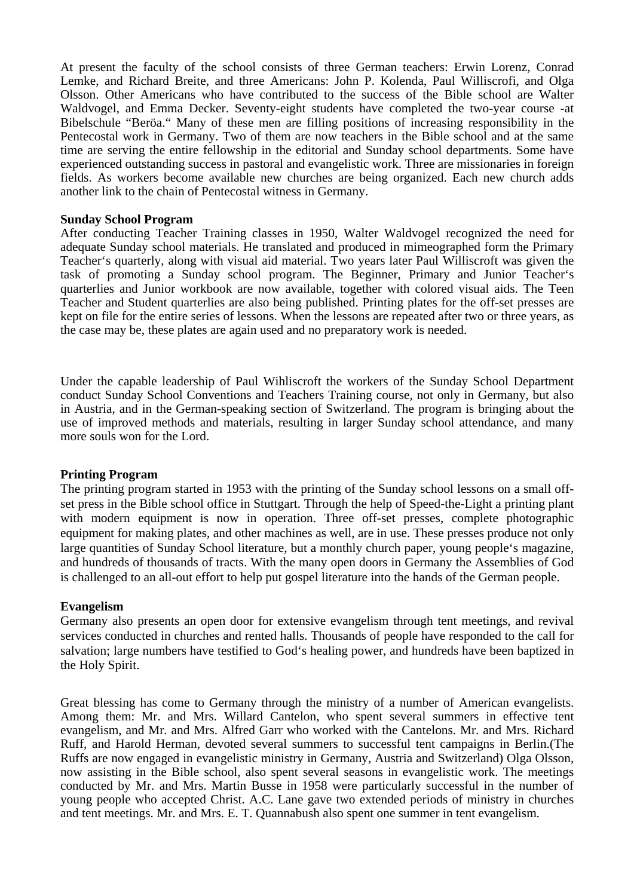At present the faculty of the school consists of three German teachers: Erwin Lorenz, Conrad Lemke, and Richard Breite, and three Americans: John P. Kolenda, Paul Williscrofi, and Olga Olsson. Other Americans who have contributed to the success of the Bible school are Walter Waldvogel, and Emma Decker. Seventy-eight students have completed the two-year course -at Bibelschule "Beröa." Many of these men are filling positions of increasing responsibility in the Pentecostal work in Germany. Two of them are now teachers in the Bible school and at the same time are serving the entire fellowship in the editorial and Sunday school departments. Some have experienced outstanding success in pastoral and evangelistic work. Three are missionaries in foreign fields. As workers become available new churches are being organized. Each new church adds another link to the chain of Pentecostal witness in Germany.

**Sunday School Program**

After conducting Teacher Training classes in 1950, Walter Waldvogel recognized the need for adequate Sunday school materials. He translated and produced in mimeographed form the Primary Teacher's quarterly, along with visual aid material. Two years later Paul Williscroft was given the task of promoting a Sunday school program. The Beginner, Primary and Junior Teacher's quarterlies and Junior workbook are now available, together with colored visual aids. The Teen Teacher and Student quarterlies are also being published. Printing plates for the off-set presses are kept on file for the entire series of lessons. When the lessons are repeated after two or three years, as the case may be, these plates are again used and no preparatory work is needed.

Under the capable leadership of Paul Wihliscroft the workers of the Sunday School Department conduct Sunday School Conventions and Teachers Training course, not only in Germany, but also in Austria, and in the German-speaking section of Switzerland. The program is bringing about the use of improved methods and materials, resulting in larger Sunday school attendance, and many more souls won for the Lord.

**Printing Program**

The printing program started in 1953 with the printing of the Sunday school lessons on a small off-set press in the Bible school office in Stuttgart. Through the help of Speed-the-Light a printing plant with modern equipment is now in operation. Three off-set presses, complete photographic equipment for making plates, and other machines as well, are in use. These presses produce not only large quantities of Sunday School literature, but a monthly church paper, young people's magazine, and hundreds of thousands of tracts. With the many open doors in Germany the Assemblies of God is challenged to an all-out effort to help put gospel literature into the hands of the German people.

**Evangelism**

Germany also presents an open door for extensive evangelism through tent meetings, and revival services conducted in churches and rented halls. Thousands of people have responded to the call for salvation; large numbers have testified to God's healing power, and hundreds have been baptized in the Holy Spirit.

Great blessing has come to Germany through the ministry of a number of American evangelists. Among them: Mr. and Mrs. Willard Cantelon, who spent several summers in effective tent evangelism, and Mr. and Mrs. Alfred Garr who worked with the Cantelons. Mr. and Mrs. Richard Ruff, and Harold Herman, devoted several summers to successful tent campaigns in Berlin.(The Ruffs are now engaged in evangelistic ministry in Germany, Austria and Switzerland) Olga Olsson, now assisting in the Bible school, also spent several seasons in evangelistic work. The meetings conducted by Mr. and Mrs. Martin Busse in 1958 were particularly successful in the number of young people who accepted Christ. A.C. Lane gave two extended periods of ministry in churches and tent meetings. Mr. and Mrs. E. T. Quannabush also spent one summer in tent evangelism.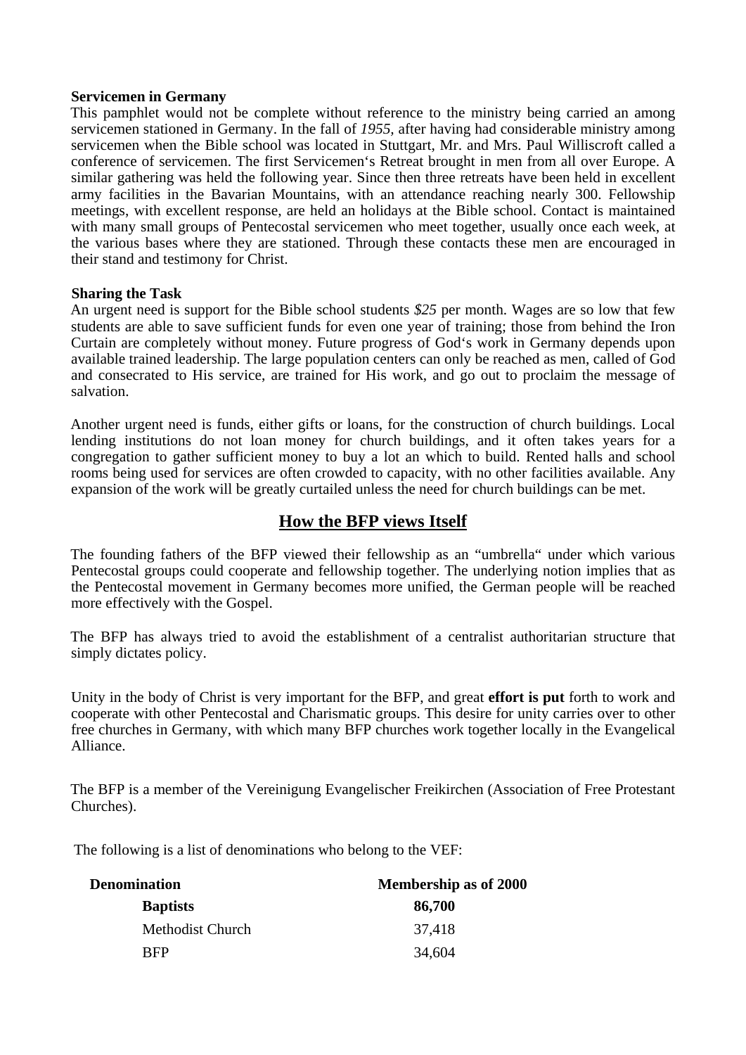**Servicemen in Germany**

This pamphlet would not be complete without reference to the ministry being carried an among servicemen stationed in Germany. In the fall of *1955*, after having had considerable ministry among servicemen when the Bible school was located in Stuttgart, Mr. and Mrs. Paul Williscroft called a conference of servicemen. The first Servicemen's Retreat brought in men from all over Europe. A similar gathering was held the following year. Since then three retreats have been held in excellent army facilities in the Bavarian Mountains, with an attendance reaching nearly 300. Fellowship meetings, with excellent response, are held an holidays at the Bible school. Contact is maintained with many small groups of Pentecostal servicemen who meet together, usually once each week, at the various bases where they are stationed. Through these contacts these men are encouraged in their stand and testimony for Christ.

**Sharing the Task**

An urgent need is support for the Bible school students *$25* per month. Wages are so low that few students are able to save sufficient funds for even one year of training; those from behind the Iron Curtain are completely without money. Future progress of God's work in Germany depends upon available trained leadership. The large population centers can only be reached as men, called of God and consecrated to His service, are trained for His work, and go out to proclaim the message of salvation.

Another urgent need is funds, either gifts or loans, for the construction of church buildings. Local lending institutions do not loan money for church buildings, and it often takes years for a congregation to gather sufficient money to buy a lot an which to build. Rented halls and school rooms being used for services are often crowded to capacity, with no other facilities available. Any expansion of the work will be greatly curtailed unless the need for church buildings can be met.

## How the BFP views Itself

The founding fathers of the BFP viewed their fellowship as an "umbrella" under which various Pentecostal groups could cooperate and fellowship together. The underlying notion implies that as the Pentecostal movement in Germany becomes more unified, the German people will be reached more effectively with the Gospel.

The BFP has always tried to avoid the establishment of a centralist authoritarian structure that simply dictates policy.

Unity in the body of Christ is very important for the BFP, and great **effort is put** forth to work and cooperate with other Pentecostal and Charismatic groups. This desire for unity carries over to other free churches in Germany, with which many BFP churches work together locally in the Evangelical Alliance.

The BFP is a member of the Vereinigung Evangelischer Freikirchen (Association of Free Protestant Churches).

The following is a list of denominations who belong to the VEF:

| Denomination | Membership as of 2000 |
|---|---|
| **Baptists** | **86,700** |
| Methodist Church | 37,418 |
| BFP | 34,604 |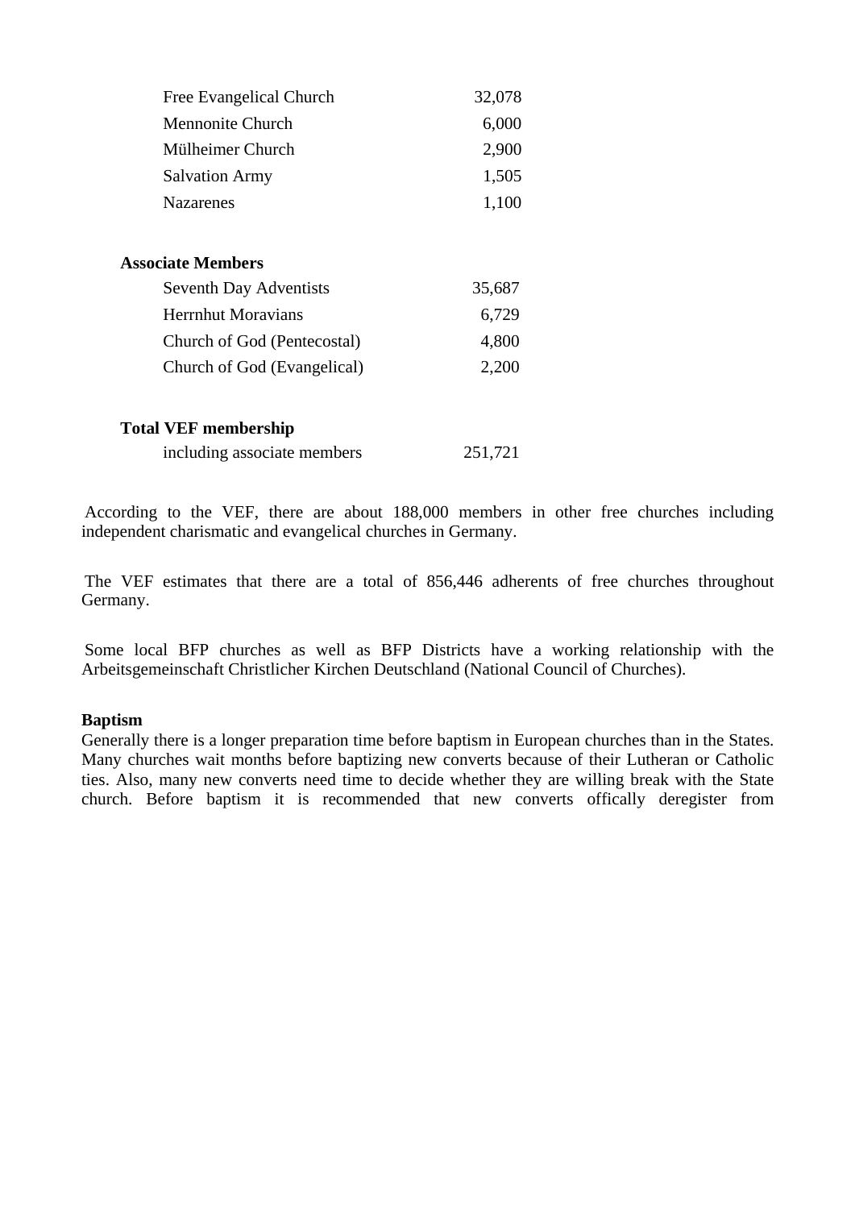| | |
|---|---|
| Free Evangelical Church | 32,078 |
| Mennonite Church | 6,000 |
| Mülheimer Church | 2,900 |
| Salvation Army | 1,505 |
| Nazarenes | 1,100 |

**Associate Members**

| | |
|---|---|
| Seventh Day Adventists | 35,687 |
| Herrnhut Moravians | 6,729 |
| Church of God (Pentecostal) | 4,800 |
| Church of God (Evangelical) | 2,200 |

**Total VEF membership**

| | |
|---|---|
| including associate members | 251,721 |

According to the VEF, there are about 188,000 members in other free churches including independent charismatic and evangelical churches in Germany.

The VEF estimates that there are a total of 856,446 adherents of free churches throughout Germany.

Some local BFP churches as well as BFP Districts have a working relationship with the Arbeitsgemeinschaft Christlicher Kirchen Deutschland (National Council of Churches).

**Baptism**

Generally there is a longer preparation time before baptism in European churches than in the States. Many churches wait months before baptizing new converts because of their Lutheran or Catholic ties. Also, many new converts need time to decide whether they are willing break with the State church. Before baptism it is recommended that new converts offically deregister from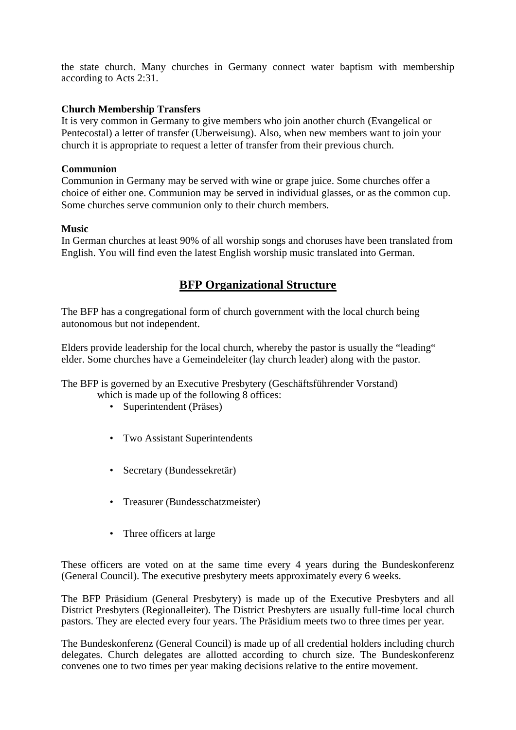the state church. Many churches in Germany connect water baptism with membership according to Acts 2:31.

**Church Membership Transfers**

It is very common in Germany to give members who join another church (Evangelical or Pentecostal) a letter of transfer (Uberweisung). Also, when new members want to join your church it is appropriate to request a letter of transfer from their previous church.

**Communion**

Communion in Germany may be served with wine or grape juice. Some churches offer a choice of either one. Communion may be served in individual glasses, or as the common cup. Some churches serve communion only to their church members.

**Music**

In German churches at least 90% of all worship songs and choruses have been translated from English. You will find even the latest English worship music translated into German.

## BFP Organizational Structure

The BFP has a congregational form of church government with the local church being autonomous but not independent.

Elders provide leadership for the local church, whereby the pastor is usually the "leading" elder. Some churches have a Gemeindeleiter (lay church leader) along with the pastor.

The BFP is governed by an Executive Presbytery (Geschäftsführender Vorstand) which is made up of the following 8 offices:

- Superintendent (Präses)
- Two Assistant Superintendents
- Secretary (Bundessekretär)
- Treasurer (Bundesschatzmeister)
- Three officers at large

These officers are voted on at the same time every 4 years during the Bundeskonferenz (General Council). The executive presbytery meets approximately every 6 weeks.

The BFP Präsidium (General Presbytery) is made up of the Executive Presbyters and all District Presbyters (Regionalleiter). The District Presbyters are usually full-time local church pastors. They are elected every four years. The Präsidium meets two to three times per year.

The Bundeskonferenz (General Council) is made up of all credential holders including church delegates. Church delegates are allotted according to church size. The Bundeskonferenz convenes one to two times per year making decisions relative to the entire movement.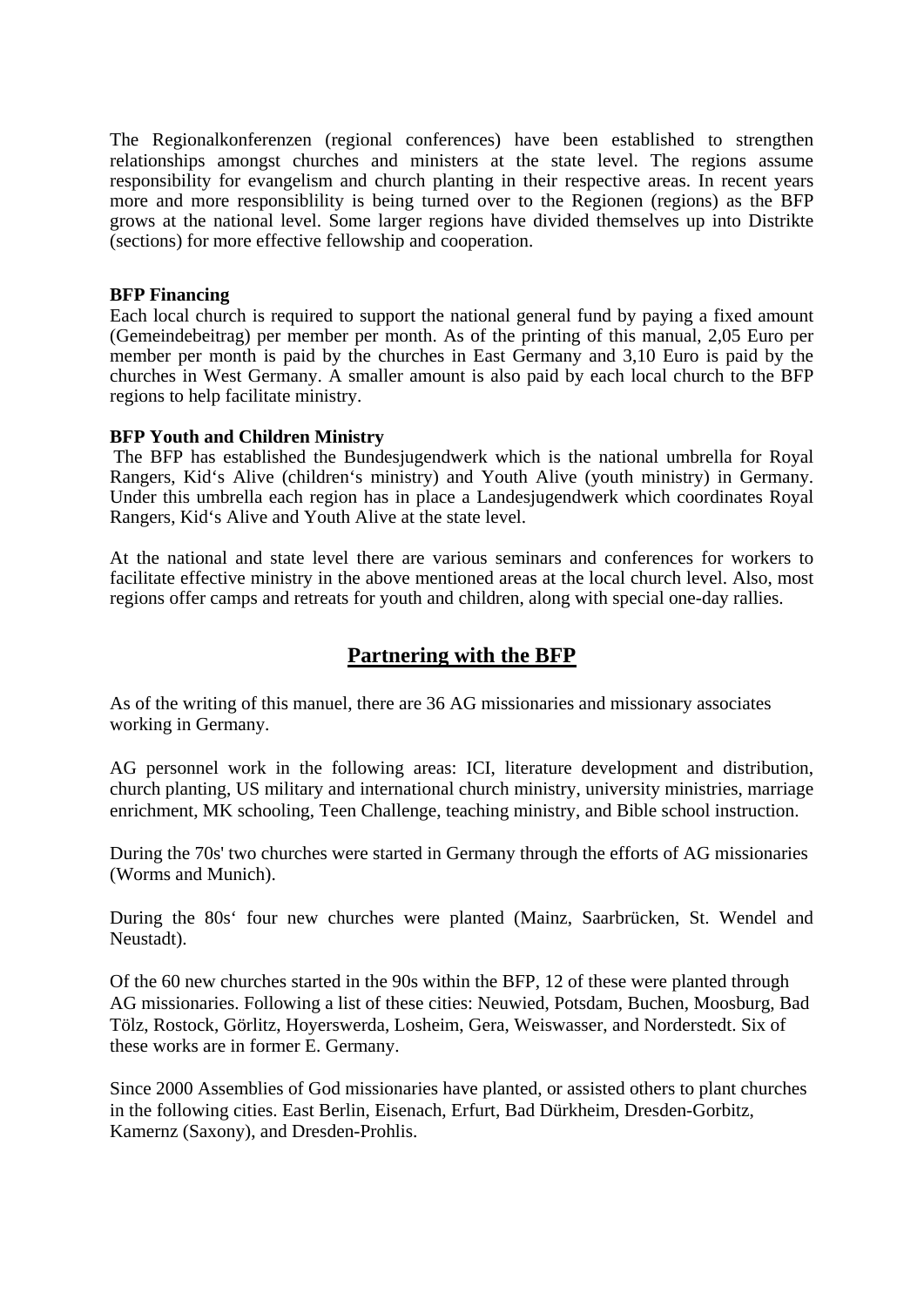The Regionalkonferenzen (regional conferences) have been established to strengthen relationships amongst churches and ministers at the state level. The regions assume responsibility for evangelism and church planting in their respective areas. In recent years more and more responsiblility is being turned over to the Regionen (regions) as the BFP grows at the national level. Some larger regions have divided themselves up into Distrikte (sections) for more effective fellowship and cooperation.

**BFP Financing**
Each local church is required to support the national general fund by paying a fixed amount (Gemeindebeitrag) per member per month. As of the printing of this manual, 2,05 Euro per member per month is paid by the churches in East Germany and 3,10 Euro is paid by the churches in West Germany. A smaller amount is also paid by each local church to the BFP regions to help facilitate ministry.

**BFP Youth and Children Ministry**
The BFP has established the Bundesjugendwerk which is the national umbrella for Royal Rangers, Kid‘s Alive (children‘s ministry) and Youth Alive (youth ministry) in Germany. Under this umbrella each region has in place a Landesjugendwerk which coordinates Royal Rangers, Kid‘s Alive and Youth Alive at the state level.

At the national and state level there are various seminars and conferences for workers to facilitate effective ministry in the above mentioned areas at the local church level. Also, most regions offer camps and retreats for youth and children, along with special one-day rallies.

## Partnering with the BFP

As of the writing of this manuel, there are 36 AG missionaries and missionary associates working in Germany.

AG personnel work in the following areas: ICI, literature development and distribution, church planting, US military and international church ministry, university ministries, marriage enrichment, MK schooling, Teen Challenge, teaching ministry, and Bible school instruction.

During the 70s' two churches were started in Germany through the efforts of AG missionaries (Worms and Munich).

During the 80s‘ four new churches were planted (Mainz, Saarbrücken, St. Wendel and Neustadt).

Of the 60 new churches started in the 90s within the BFP, 12 of these were planted through AG missionaries. Following a list of these cities: Neuwied, Potsdam, Buchen, Moosburg, Bad Tölz, Rostock, Görlitz, Hoyerswerda, Losheim, Gera, Weiswasser, and Norderstedt. Six of these works are in former E. Germany.

Since 2000 Assemblies of God missionaries have planted, or assisted others to plant churches in the following cities. East Berlin, Eisenach, Erfurt, Bad Dürkheim, Dresden-Gorbitz, Kamernz (Saxony), and Dresden-Prohlis.